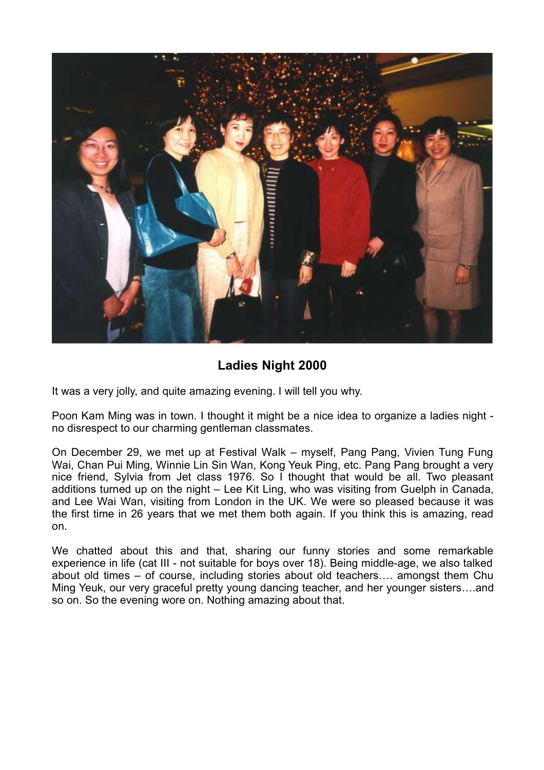## Ladies Night 2000

It was a very jolly, and quite amazing evening. I will tell you why.

Poon Kam Ming was in town. I thought it might be a nice idea to organize a ladies night - no disrespect to our charming gentleman classmates.

On December 29, we met up at Festival Walk – myself, Pang Pang, Vivien Tung Fung Wai, Chan Pui Ming, Winnie Lin Sin Wan, Kong Yeuk Ping, etc. Pang Pang brought a very nice friend, Sylvia from Jet class 1976. So I thought that would be all. Two pleasant additions turned up on the night – Lee Kit Ling, who was visiting from Guelph in Canada, and Lee Wai Wan, visiting from London in the UK. We were so pleased because it was the first time in 26 years that we met them both again. If you think this is amazing, read on.

We chatted about this and that, sharing our funny stories and some remarkable experience in life (cat III - not suitable for boys over 18). Being middle-age, we also talked about old times – of course, including stories about old teachers…. amongst them Chu Ming Yeuk, our very graceful pretty young dancing teacher, and her younger sisters….and so on. So the evening wore on. Nothing amazing about that.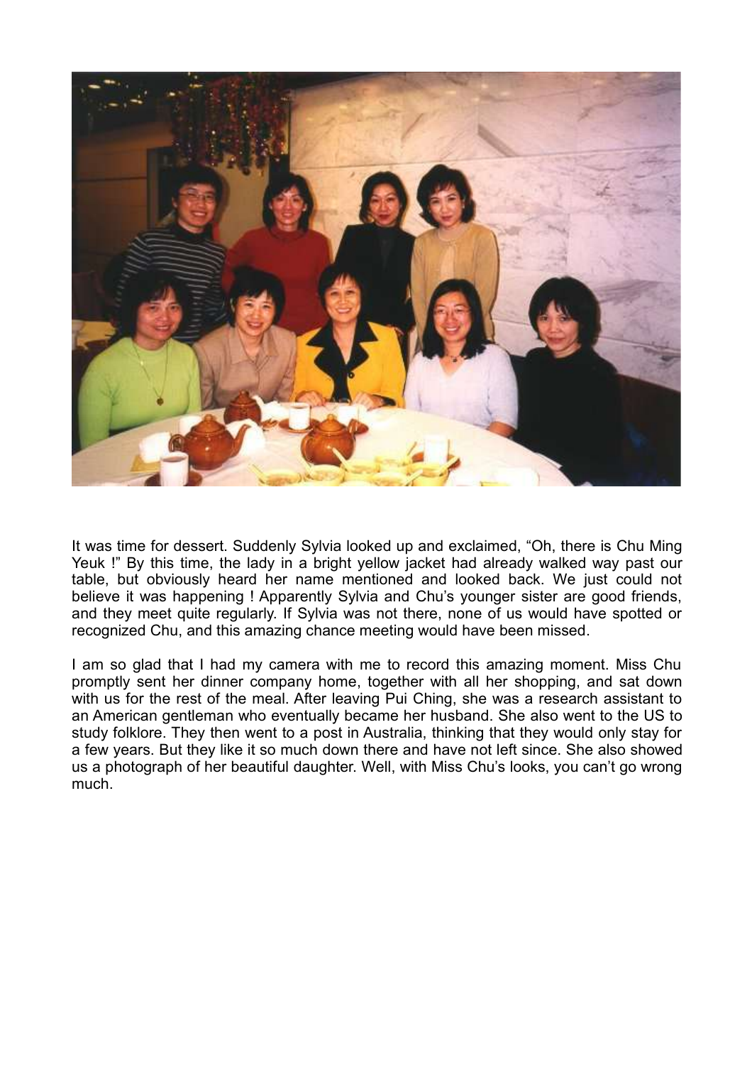It was time for dessert. Suddenly Sylvia looked up and exclaimed, "Oh, there is Chu Ming Yeuk !" By this time, the lady in a bright yellow jacket had already walked way past our table, but obviously heard her name mentioned and looked back. We just could not believe it was happening ! Apparently Sylvia and Chu's younger sister are good friends, and they meet quite regularly. If Sylvia was not there, none of us would have spotted or recognized Chu, and this amazing chance meeting would have been missed.

I am so glad that I had my camera with me to record this amazing moment. Miss Chu promptly sent her dinner company home, together with all her shopping, and sat down with us for the rest of the meal. After leaving Pui Ching, she was a research assistant to an American gentleman who eventually became her husband. She also went to the US to study folklore. They then went to a post in Australia, thinking that they would only stay for a few years. But they like it so much down there and have not left since. She also showed us a photograph of her beautiful daughter. Well, with Miss Chu's looks, you can't go wrong much.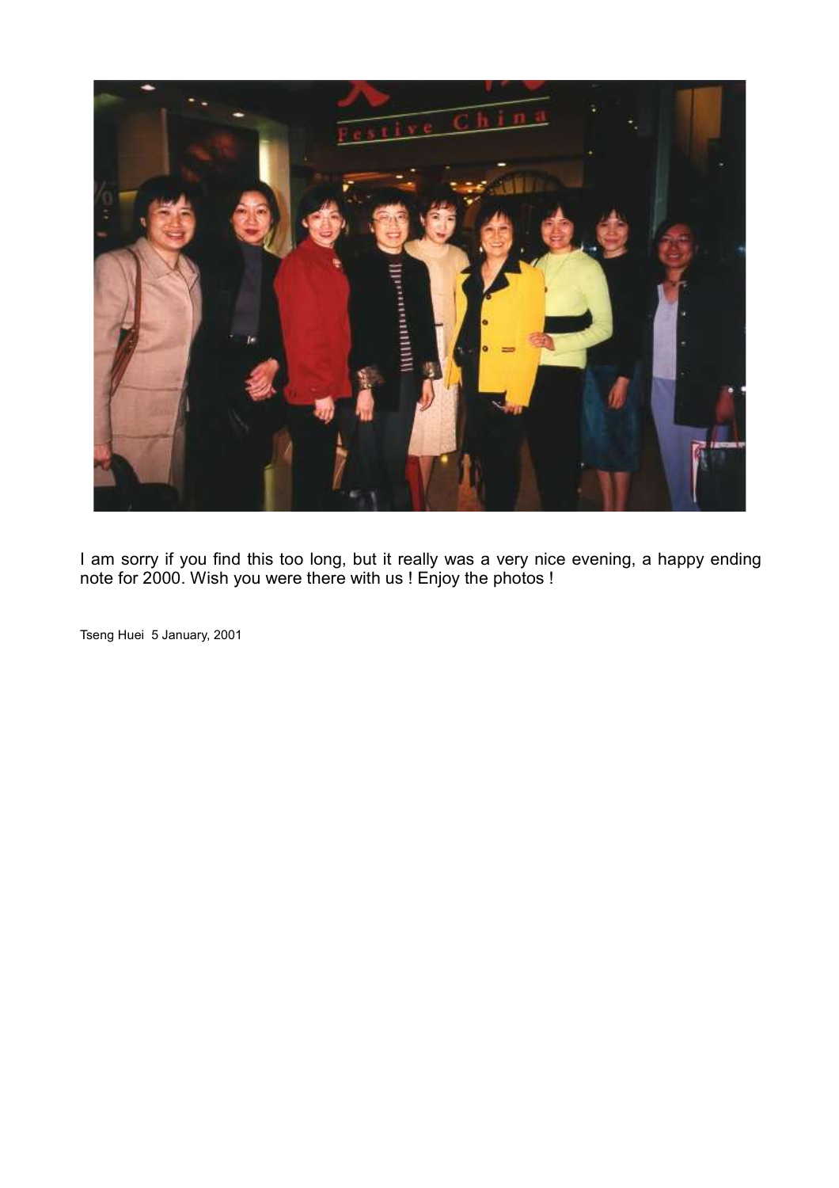I am sorry if you find this too long, but it really was a very nice evening, a happy ending note for 2000. Wish you were there with us ! Enjoy the photos !

Tseng Huei 5 January, 2001